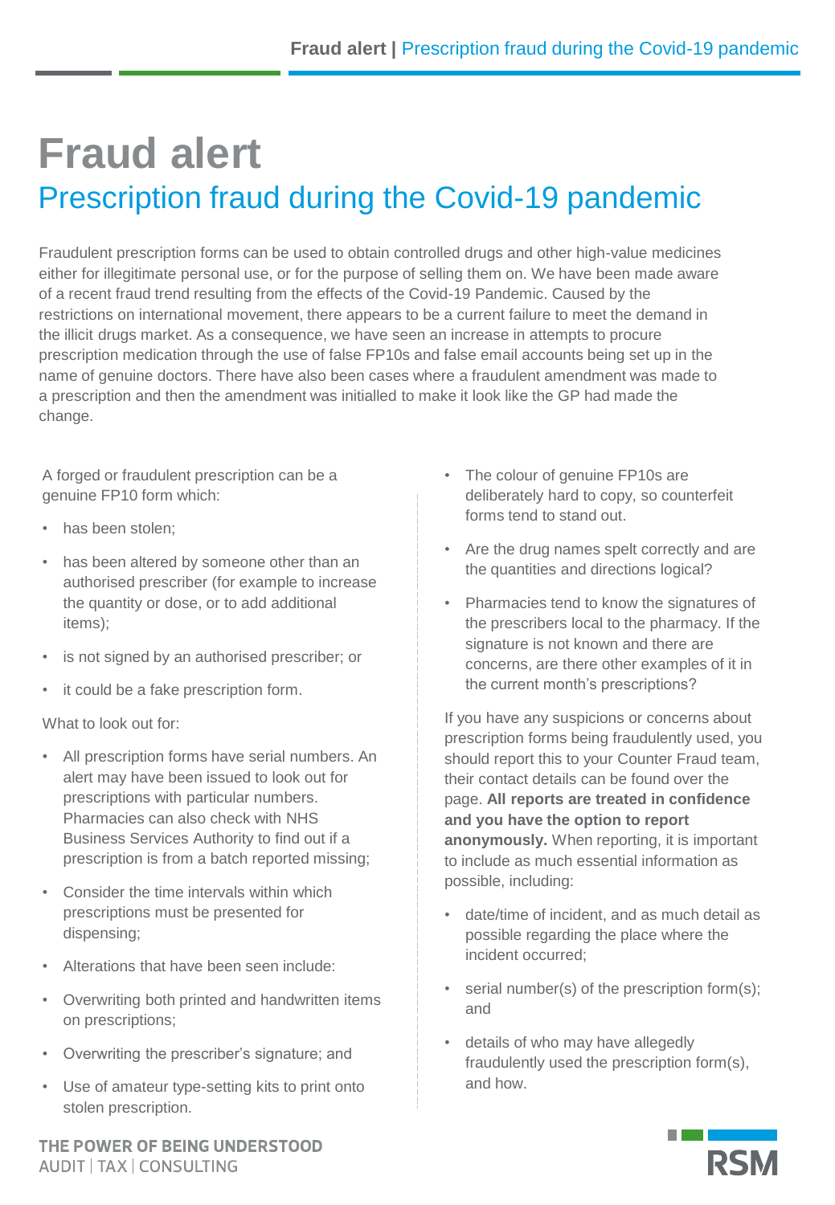# Fraud alert

## Prescription fraud during the Covid-19 pandemic

Fraudulent prescription forms can be used to obtain controlled drugs and other high-value medicines either for illegitimate personal use, or for the purpose of selling them on. We have been made aware of a recent fraud trend resulting from the effects of the Covid-19 Pandemic. Caused by the restrictions on international movement, there appears to be a current failure to meet the demand in the illicit drugs market. As a consequence, we have seen an increase in attempts to procure prescription medication through the use of false FP10s and false email accounts being set up in the name of genuine doctors. There have also been cases where a fraudulent amendment was made to a prescription and then the amendment was initialled to make it look like the GP had made the change.

A forged or fraudulent prescription can be a genuine FP10 form which:

- has been stolen;
- has been altered by someone other than an authorised prescriber (for example to increase the quantity or dose, or to add additional items);
- is not signed by an authorised prescriber; or
- it could be a fake prescription form.

What to look out for:

- All prescription forms have serial numbers. An alert may have been issued to look out for prescriptions with particular numbers. Pharmacies can also check with NHS Business Services Authority to find out if a prescription is from a batch reported missing;
- Consider the time intervals within which prescriptions must be presented for dispensing;
- Alterations that have been seen include:
- Overwriting both printed and handwritten items on prescriptions;
- Overwriting the prescriber's signature; and
- Use of amateur type-setting kits to print onto stolen prescription.
- The colour of genuine FP10s are deliberately hard to copy, so counterfeit forms tend to stand out.
- Are the drug names spelt correctly and are the quantities and directions logical?
- Pharmacies tend to know the signatures of the prescribers local to the pharmacy. If the signature is not known and there are concerns, are there other examples of it in the current month's prescriptions?

If you have any suspicions or concerns about prescription forms being fraudulently used, you should report this to your Counter Fraud team, their contact details can be found over the page. **All reports are treated in confidence and you have the option to report anonymously.** When reporting, it is important to include as much essential information as possible, including:

- date/time of incident, and as much detail as possible regarding the place where the incident occurred;
- serial number(s) of the prescription form(s); and
- details of who may have allegedly fraudulently used the prescription form(s), and how.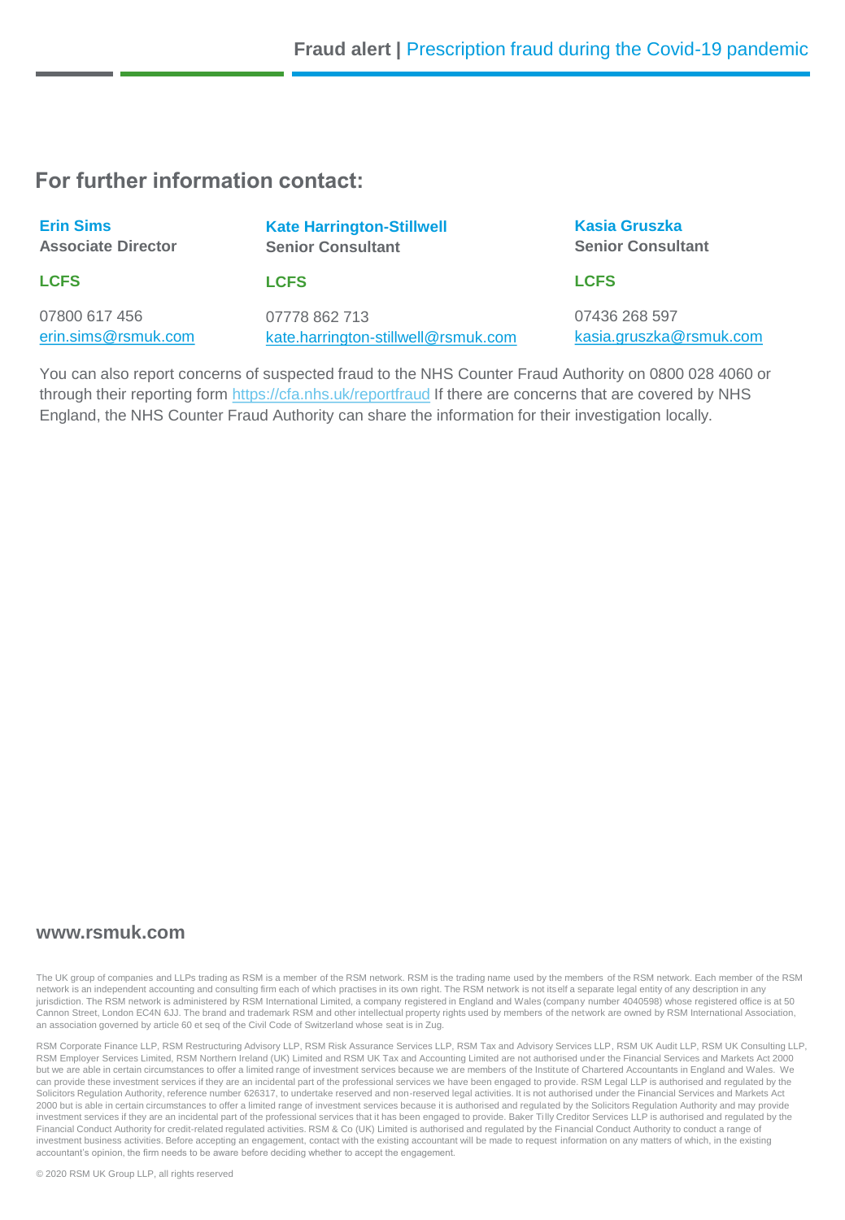## For further information contact:

**Erin Sims**
**Associate Director**

**LCFS**

07800 617 456
erin.sims@rsmuk.com

**Kate Harrington-Stillwell**
**Senior Consultant**

**LCFS**

07778 862 713
kate.harrington-stillwell@rsmuk.com

**Kasia Gruszka**
**Senior Consultant**

**LCFS**

07436 268 597
kasia.gruszka@rsmuk.com

You can also report concerns of suspected fraud to the NHS Counter Fraud Authority on 0800 028 4060 or through their reporting form https://cfa.nhs.uk/reportfraud If there are concerns that are covered by NHS England, the NHS Counter Fraud Authority can share the information for their investigation locally.

**www.rsmuk.com**

The UK group of companies and LLPs trading as RSM is a member of the RSM network. RSM is the trading name used by the members of the RSM network. Each member of the RSM network is an independent accounting and consulting firm each of which practises in its own right. The RSM network is not itself a separate legal entity of any description in any jurisdiction. The RSM network is administered by RSM International Limited, a company registered in England and Wales (company number 4040598) whose registered office is at 50 Cannon Street, London EC4N 6JJ. The brand and trademark RSM and other intellectual property rights used by members of the network are owned by RSM International Association, an association governed by article 60 et seq of the Civil Code of Switzerland whose seat is in Zug.

RSM Corporate Finance LLP, RSM Restructuring Advisory LLP, RSM Risk Assurance Services LLP, RSM Tax and Advisory Services LLP, RSM UK Audit LLP, RSM UK Consulting LLP, RSM Employer Services Limited, RSM Northern Ireland (UK) Limited and RSM UK Tax and Accounting Limited are not authorised under the Financial Services and Markets Act 2000 but we are able in certain circumstances to offer a limited range of investment services because we are members of the Institute of Chartered Accountants in England and Wales. We can provide these investment services if they are an incidental part of the professional services we have been engaged to provide. RSM Legal LLP is authorised and regulated by the Solicitors Regulation Authority, reference number 626317, to undertake reserved and non-reserved legal activities. It is not authorised under the Financial Services and Markets Act 2000 but is able in certain circumstances to offer a limited range of investment services because it is authorised and regulated by the Solicitors Regulation Authority and may provide investment services if they are an incidental part of the professional services that it has been engaged to provide. Baker Tilly Creditor Services LLP is authorised and regulated by the Financial Conduct Authority for credit-related regulated activities. RSM & Co (UK) Limited is authorised and regulated by the Financial Conduct Authority to conduct a range of investment business activities. Before accepting an engagement, contact with the existing accountant will be made to request information on any matters of which, in the existing accountant's opinion, the firm needs to be aware before deciding whether to accept the engagement.

© 2020 RSM UK Group LLP, all rights reserved